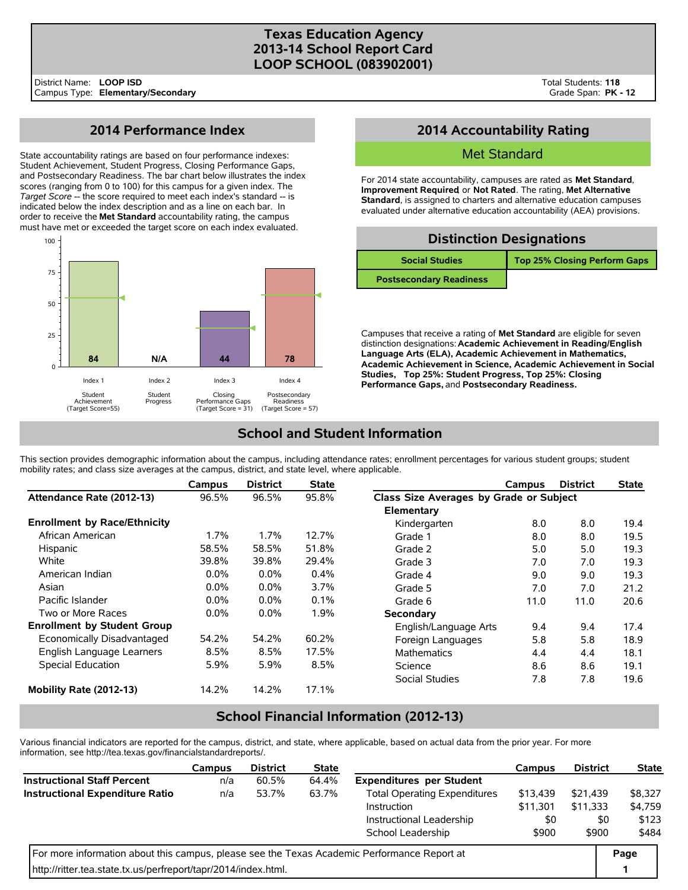# Texas Education Agency
# 2013-14 School Report Card
# LOOP SCHOOL (083902001)

District Name: **LOOP ISD**
Campus Type: **Elementary/Secondary**

Total Students: **118**
Grade Span: **PK - 12**

## 2014 Performance Index

State accountability ratings are based on four performance indexes: Student Achievement, Student Progress, Closing Performance Gaps, and Postsecondary Readiness. The bar chart below illustrates the index scores (ranging from 0 to 100) for this campus for a given index. The *Target Score* -- the score required to meet each index's standard -- is indicated below the index description and as a line on each bar. In order to receive the **Met Standard** accountability rating, the campus must have met or exceeded the target score on each index evaluated.

| Index | Description | Score | Target Score |
|---|---|---|---|
| Index 1 | Student Achievement | 84 | 55 |
| Index 2 | Student Progress | N/A | |
| Index 3 | Closing Performance Gaps | 44 | 31 |
| Index 4 | Postsecondary Readiness | 78 | 57 |

## 2014 Accountability Rating

**Met Standard**

For 2014 state accountability, campuses are rated as **Met Standard**, **Improvement Required** or **Not Rated**. The rating, **Met Alternative Standard**, is assigned to charters and alternative education campuses evaluated under alternative education accountability (AEA) provisions.

## Distinction Designations

| | |
|---|---|
| Social Studies | Top 25% Closing Perform Gaps |
| Postsecondary Readiness | |

Campuses that receive a rating of **Met Standard** are eligible for seven distinction designations: **Academic Achievement in Reading/English Language Arts (ELA), Academic Achievement in Mathematics, Academic Achievement in Science, Academic Achievement in Social Studies, Top 25%: Student Progress, Top 25%: Closing Performance Gaps,** and **Postsecondary Readiness.**

## School and Student Information

This section provides demographic information about the campus, including attendance rates; enrollment percentages for various student groups; student mobility rates; and class size averages at the campus, district, and state level, where applicable.

| | Campus | District | State |
|---|---|---|---|
| **Attendance Rate (2012-13)** | 96.5% | 96.5% | 95.8% |
| **Enrollment by Race/Ethnicity** | | | |
| African American | 1.7% | 1.7% | 12.7% |
| Hispanic | 58.5% | 58.5% | 51.8% |
| White | 39.8% | 39.8% | 29.4% |
| American Indian | 0.0% | 0.0% | 0.4% |
| Asian | 0.0% | 0.0% | 3.7% |
| Pacific Islander | 0.0% | 0.0% | 0.1% |
| Two or More Races | 0.0% | 0.0% | 1.9% |
| **Enrollment by Student Group** | | | |
| Economically Disadvantaged | 54.2% | 54.2% | 60.2% |
| English Language Learners | 8.5% | 8.5% | 17.5% |
| Special Education | 5.9% | 5.9% | 8.5% |
| **Mobility Rate (2012-13)** | 14.2% | 14.2% | 17.1% |

| | Campus | District | State |
|---|---|---|---|
| **Class Size Averages by Grade or Subject** | | | |
| **Elementary** | | | |
| Kindergarten | 8.0 | 8.0 | 19.4 |
| Grade 1 | 8.0 | 8.0 | 19.5 |
| Grade 2 | 5.0 | 5.0 | 19.3 |
| Grade 3 | 7.0 | 7.0 | 19.3 |
| Grade 4 | 9.0 | 9.0 | 19.3 |
| Grade 5 | 7.0 | 7.0 | 21.2 |
| Grade 6 | 11.0 | 11.0 | 20.6 |
| **Secondary** | | | |
| English/Language Arts | 9.4 | 9.4 | 17.4 |
| Foreign Languages | 5.8 | 5.8 | 18.9 |
| Mathematics | 4.4 | 4.4 | 18.1 |
| Science | 8.6 | 8.6 | 19.1 |
| Social Studies | 7.8 | 7.8 | 19.6 |

## School Financial Information (2012-13)

Various financial indicators are reported for the campus, district, and state, where applicable, based on actual data from the prior year. For more information, see http://tea.texas.gov/financialstandardreports/.

| | Campus | District | State |
|---|---|---|---|
| **Instructional Staff Percent** | n/a | 60.5% | 64.4% |
| **Instructional Expenditure Ratio** | n/a | 53.7% | 63.7% |

| | Campus | District | State |
|---|---|---|---|
| **Expenditures per Student** | | | |
| Total Operating Expenditures | $13,439 | $21,439 | $8,327 |
| Instruction | $11,301 | $11,333 | $4,759 |
| Instructional Leadership | $0 | $0 | $123 |
| School Leadership | $900 | $900 | $484 |

For more information about this campus, please see the Texas Academic Performance Report at http://ritter.tea.state.tx.us/perfreport/tapr/2014/index.html.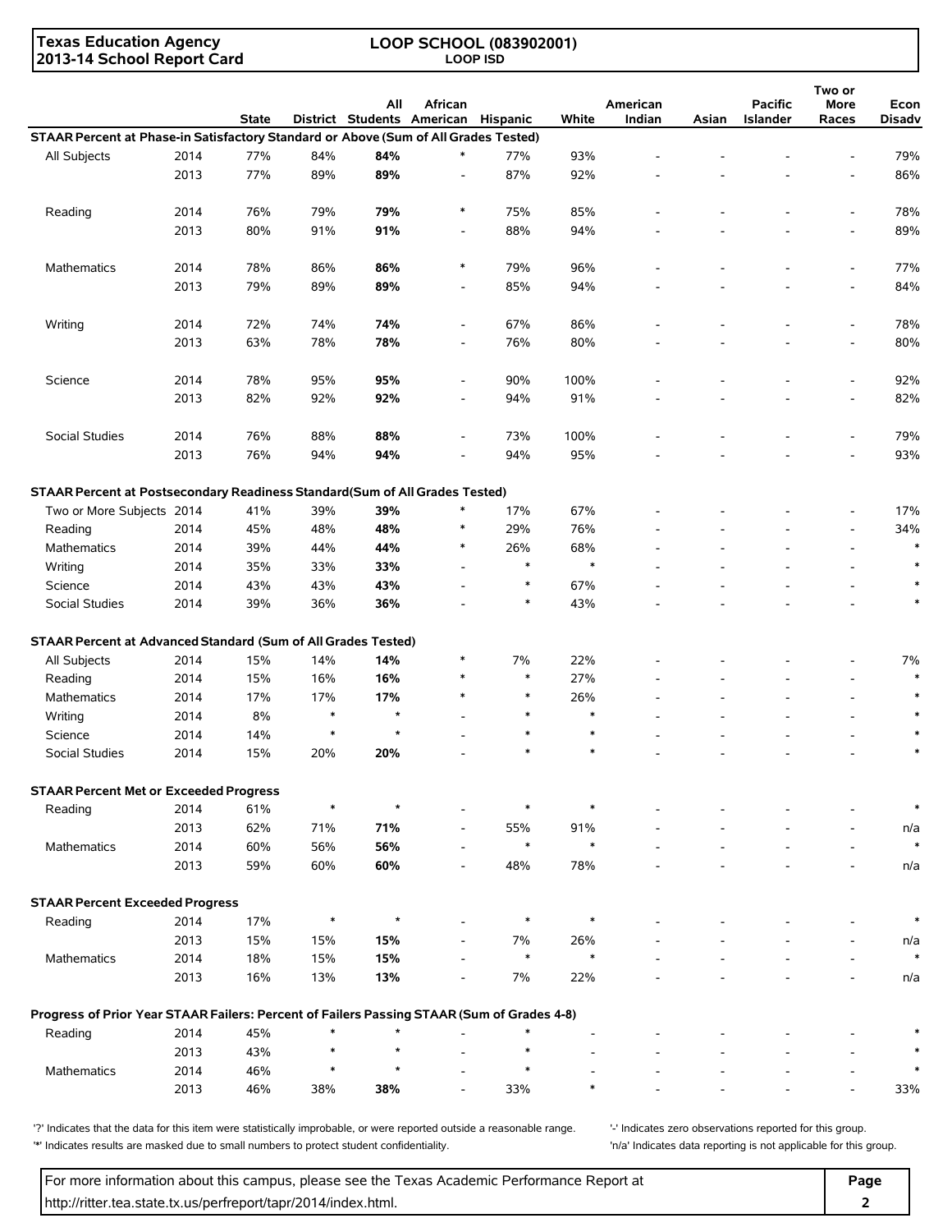**Texas Education Agency**
**2013-14 School Report Card**

**LOOP SCHOOL (083902001)**
**LOOP ISD**

| | | State | District | All Students | African American | Hispanic | White | American Indian | Asian | Pacific Islander | Two or More Races | Econ Disadv |
|---|---|---|---|---|---|---|---|---|---|---|---|---|
| **STAAR Percent at Phase-in Satisfactory Standard or Above (Sum of All Grades Tested)** | | | | | | | | | | | | |
| All Subjects | 2014 | 77% | 84% | **84%** | * | 77% | 93% | - | - | - | - | 79% |
| | 2013 | 77% | 89% | **89%** | - | 87% | 92% | - | - | - | - | 86% |
| Reading | 2014 | 76% | 79% | **79%** | * | 75% | 85% | - | - | - | - | 78% |
| | 2013 | 80% | 91% | **91%** | - | 88% | 94% | - | - | - | - | 89% |
| Mathematics | 2014 | 78% | 86% | **86%** | * | 79% | 96% | - | - | - | - | 77% |
| | 2013 | 79% | 89% | **89%** | - | 85% | 94% | - | - | - | - | 84% |
| Writing | 2014 | 72% | 74% | **74%** | - | 67% | 86% | - | - | - | - | 78% |
| | 2013 | 63% | 78% | **78%** | - | 76% | 80% | - | - | - | - | 80% |
| Science | 2014 | 78% | 95% | **95%** | - | 90% | 100% | - | - | - | - | 92% |
| | 2013 | 82% | 92% | **92%** | - | 94% | 91% | - | - | - | - | 82% |
| Social Studies | 2014 | 76% | 88% | **88%** | - | 73% | 100% | - | - | - | - | 79% |
| | 2013 | 76% | 94% | **94%** | - | 94% | 95% | - | - | - | - | 93% |
| **STAAR Percent at Postsecondary Readiness Standard(Sum of All Grades Tested)** | | | | | | | | | | | | |
| Two or More Subjects | 2014 | 41% | 39% | **39%** | * | 17% | 67% | - | - | - | - | 17% |
| Reading | 2014 | 45% | 48% | **48%** | * | 29% | 76% | - | - | - | - | 34% |
| Mathematics | 2014 | 39% | 44% | **44%** | * | 26% | 68% | - | - | - | - | * |
| Writing | 2014 | 35% | 33% | **33%** | - | * | * | - | - | - | - | * |
| Science | 2014 | 43% | 43% | **43%** | - | * | 67% | - | - | - | - | * |
| Social Studies | 2014 | 39% | 36% | **36%** | - | * | 43% | - | - | - | - | * |
| **STAAR Percent at Advanced Standard (Sum of All Grades Tested)** | | | | | | | | | | | | |
| All Subjects | 2014 | 15% | 14% | **14%** | * | 7% | 22% | - | - | - | - | 7% |
| Reading | 2014 | 15% | 16% | **16%** | * | * | 27% | - | - | - | - | * |
| Mathematics | 2014 | 17% | 17% | **17%** | * | * | 26% | - | - | - | - | * |
| Writing | 2014 | 8% | * | * | - | * | * | - | - | - | - | * |
| Science | 2014 | 14% | * | * | - | * | * | - | - | - | - | * |
| Social Studies | 2014 | 15% | 20% | **20%** | - | * | * | - | - | - | - | * |
| **STAAR Percent Met or Exceeded Progress** | | | | | | | | | | | | |
| Reading | 2014 | 61% | * | * | - | * | * | - | - | - | - | * |
| | 2013 | 62% | 71% | **71%** | - | 55% | 91% | - | - | - | - | n/a |
| Mathematics | 2014 | 60% | 56% | **56%** | - | * | * | - | - | - | - | * |
| | 2013 | 59% | 60% | **60%** | - | 48% | 78% | - | - | - | - | n/a |
| **STAAR Percent Exceeded Progress** | | | | | | | | | | | | |
| Reading | 2014 | 17% | * | * | - | * | * | - | - | - | - | * |
| | 2013 | 15% | 15% | **15%** | - | 7% | 26% | - | - | - | - | n/a |
| Mathematics | 2014 | 18% | 15% | **15%** | - | * | * | - | - | - | - | * |
| | 2013 | 16% | 13% | **13%** | - | 7% | 22% | - | - | - | - | n/a |
| **Progress of Prior Year STAAR Failers: Percent of Failers Passing STAAR (Sum of Grades 4-8)** | | | | | | | | | | | | |
| Reading | 2014 | 45% | * | * | - | * | - | - | - | - | - | * |
| | 2013 | 43% | * | * | - | * | - | - | - | - | - | * |
| Mathematics | 2014 | 46% | * | * | - | * | - | - | - | - | - | * |
| | 2013 | 46% | 38% | **38%** | - | 33% | * | - | - | - | - | 33% |

'?' Indicates that the data for this item were statistically improbable, or were reported outside a reasonable range.
'*' Indicates results are masked due to small numbers to protect student confidentiality.
'-' Indicates zero observations reported for this group.
'n/a' Indicates data reporting is not applicable for this group.

For more information about this campus, please see the Texas Academic Performance Report at http://ritter.tea.state.tx.us/perfreport/tapr/2014/index.html.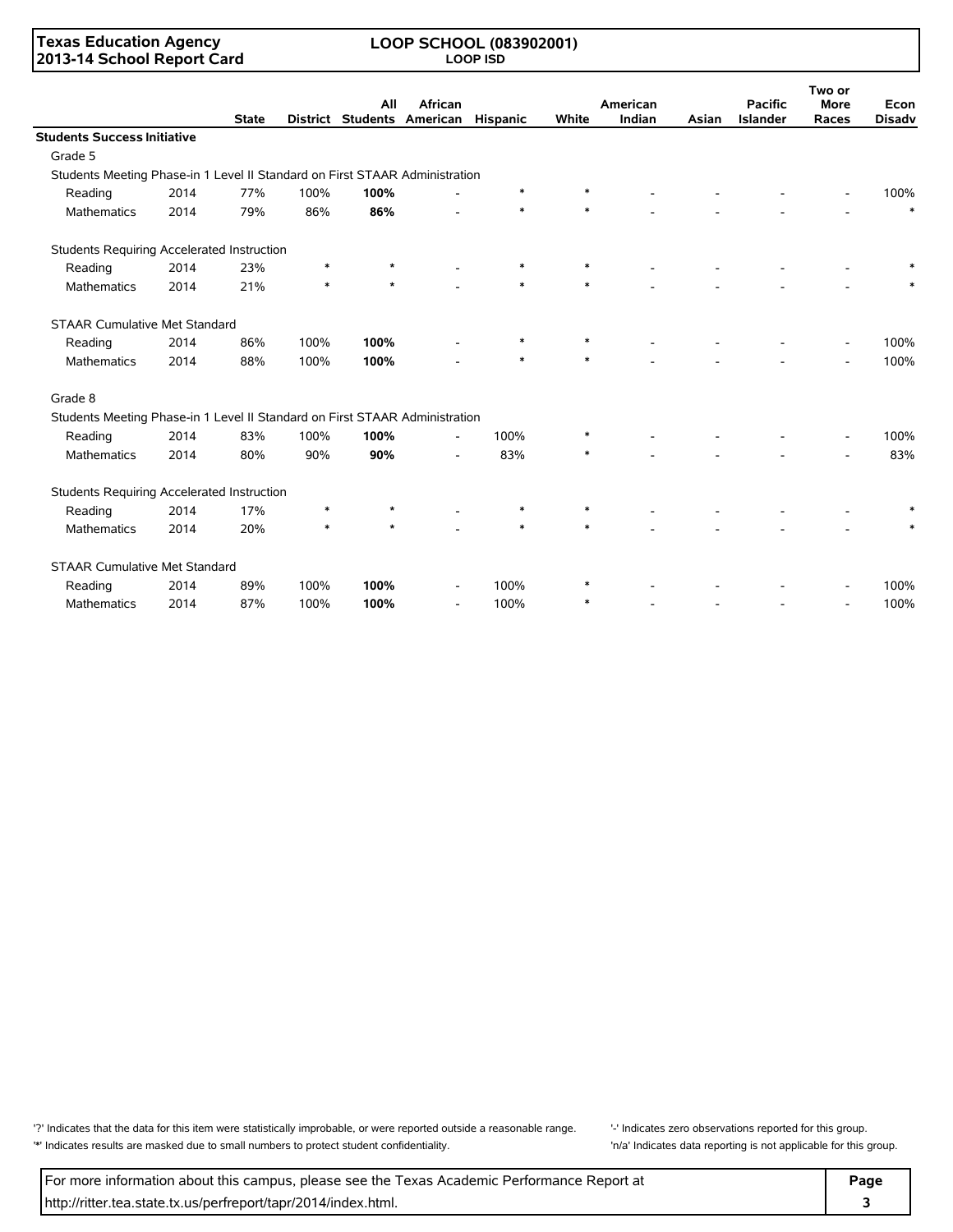| | | State | District | All Students | African American | Hispanic | White | American Indian | Asian | Pacific Islander | Two or More Races | Econ Disadv |
|---|---|---|---|---|---|---|---|---|---|---|---|---|
| **Students Success Initiative** | | | | | | | | | | | | |
| Grade 5 | | | | | | | | | | | | |
| Students Meeting Phase-in 1 Level II Standard on First STAAR Administration | | | | | | | | | | | | |
| Reading | 2014 | 77% | 100% | **100%** | - | * | * | - | - | - | - | 100% |
| Mathematics | 2014 | 79% | 86% | **86%** | - | * | * | - | - | - | - | * |
| Students Requiring Accelerated Instruction | | | | | | | | | | | | |
| Reading | 2014 | 23% | * | * | - | * | * | - | - | - | - | * |
| Mathematics | 2014 | 21% | * | * | - | * | * | - | - | - | - | * |
| STAAR Cumulative Met Standard | | | | | | | | | | | | |
| Reading | 2014 | 86% | 100% | **100%** | - | * | * | - | - | - | - | 100% |
| Mathematics | 2014 | 88% | 100% | **100%** | - | * | * | - | - | - | - | 100% |
| Grade 8 | | | | | | | | | | | | |
| Students Meeting Phase-in 1 Level II Standard on First STAAR Administration | | | | | | | | | | | | |
| Reading | 2014 | 83% | 100% | **100%** | - | 100% | * | - | - | - | - | 100% |
| Mathematics | 2014 | 80% | 90% | **90%** | - | 83% | * | - | - | - | - | 83% |
| Students Requiring Accelerated Instruction | | | | | | | | | | | | |
| Reading | 2014 | 17% | * | * | - | * | * | - | - | - | - | * |
| Mathematics | 2014 | 20% | * | * | - | * | * | - | - | - | - | * |
| STAAR Cumulative Met Standard | | | | | | | | | | | | |
| Reading | 2014 | 89% | 100% | **100%** | - | 100% | * | - | - | - | - | 100% |
| Mathematics | 2014 | 87% | 100% | **100%** | - | 100% | * | - | - | - | - | 100% |

'?' Indicates that the data for this item were statistically improbable, or were reported outside a reasonable range.
'*' Indicates results are masked due to small numbers to protect student confidentiality.
'-' Indicates zero observations reported for this group.
'n/a' Indicates data reporting is not applicable for this group.

For more information about this campus, please see the Texas Academic Performance Report at http://ritter.tea.state.tx.us/perfreport/tapr/2014/index.html.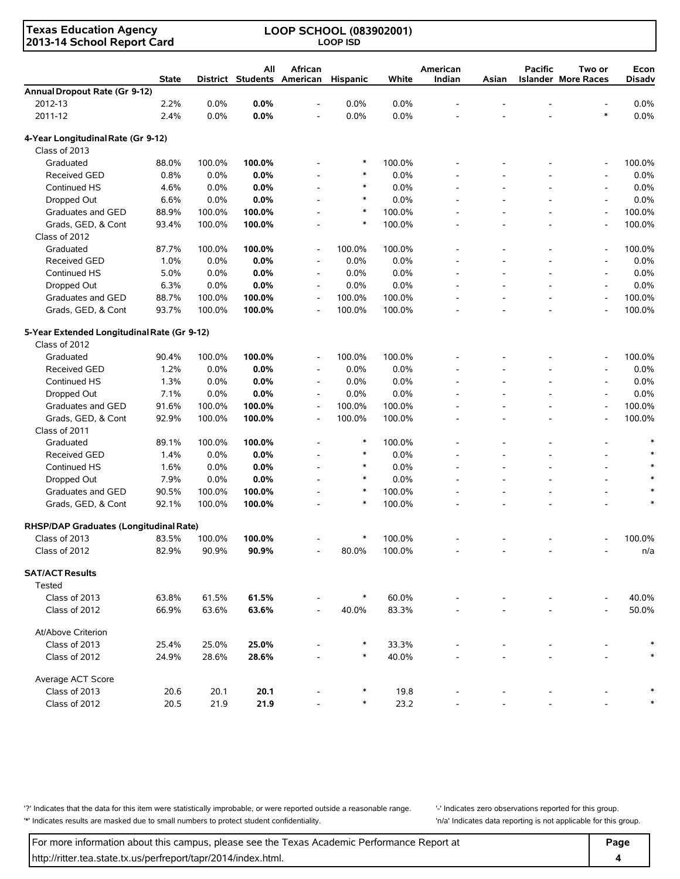**Texas Education Agency**
**2013-14 School Report Card**

**LOOP SCHOOL (083902001)**
**LOOP ISD**

| | State | District | All Students | African American | Hispanic | White | American Indian | Asian | Pacific Islander | Two or More Races | Econ Disadv |
|---|---|---|---|---|---|---|---|---|---|---|---|
| **Annual Dropout Rate (Gr 9-12)** | | | | | | | | | | | |
| 2012-13 | 2.2% | 0.0% | **0.0%** | - | 0.0% | 0.0% | - | - | - | - | 0.0% |
| 2011-12 | 2.4% | 0.0% | **0.0%** | - | 0.0% | 0.0% | - | - | - | * | 0.0% |
| **4-Year Longitudinal Rate (Gr 9-12)** | | | | | | | | | | | |
| Class of 2013 | | | | | | | | | | | |
| Graduated | 88.0% | 100.0% | **100.0%** | - | * | 100.0% | - | - | - | - | 100.0% |
| Received GED | 0.8% | 0.0% | **0.0%** | - | * | 0.0% | - | - | - | - | 0.0% |
| Continued HS | 4.6% | 0.0% | **0.0%** | - | * | 0.0% | - | - | - | - | 0.0% |
| Dropped Out | 6.6% | 0.0% | **0.0%** | - | * | 0.0% | - | - | - | - | 0.0% |
| Graduates and GED | 88.9% | 100.0% | **100.0%** | - | * | 100.0% | - | - | - | - | 100.0% |
| Grads, GED, & Cont | 93.4% | 100.0% | **100.0%** | - | * | 100.0% | - | - | - | - | 100.0% |
| Class of 2012 | | | | | | | | | | | |
| Graduated | 87.7% | 100.0% | **100.0%** | - | 100.0% | 100.0% | - | - | - | - | 100.0% |
| Received GED | 1.0% | 0.0% | **0.0%** | - | 0.0% | 0.0% | - | - | - | - | 0.0% |
| Continued HS | 5.0% | 0.0% | **0.0%** | - | 0.0% | 0.0% | - | - | - | - | 0.0% |
| Dropped Out | 6.3% | 0.0% | **0.0%** | - | 0.0% | 0.0% | - | - | - | - | 0.0% |
| Graduates and GED | 88.7% | 100.0% | **100.0%** | - | 100.0% | 100.0% | - | - | - | - | 100.0% |
| Grads, GED, & Cont | 93.7% | 100.0% | **100.0%** | - | 100.0% | 100.0% | - | - | - | - | 100.0% |
| **5-Year Extended Longitudinal Rate (Gr 9-12)** | | | | | | | | | | | |
| Class of 2012 | | | | | | | | | | | |
| Graduated | 90.4% | 100.0% | **100.0%** | - | 100.0% | 100.0% | - | - | - | - | 100.0% |
| Received GED | 1.2% | 0.0% | **0.0%** | - | 0.0% | 0.0% | - | - | - | - | 0.0% |
| Continued HS | 1.3% | 0.0% | **0.0%** | - | 0.0% | 0.0% | - | - | - | - | 0.0% |
| Dropped Out | 7.1% | 0.0% | **0.0%** | - | 0.0% | 0.0% | - | - | - | - | 0.0% |
| Graduates and GED | 91.6% | 100.0% | **100.0%** | - | 100.0% | 100.0% | - | - | - | - | 100.0% |
| Grads, GED, & Cont | 92.9% | 100.0% | **100.0%** | - | 100.0% | 100.0% | - | - | - | - | 100.0% |
| Class of 2011 | | | | | | | | | | | |
| Graduated | 89.1% | 100.0% | **100.0%** | - | * | 100.0% | - | - | - | - | * |
| Received GED | 1.4% | 0.0% | **0.0%** | - | * | 0.0% | - | - | - | - | * |
| Continued HS | 1.6% | 0.0% | **0.0%** | - | * | 0.0% | - | - | - | - | * |
| Dropped Out | 7.9% | 0.0% | **0.0%** | - | * | 0.0% | - | - | - | - | * |
| Graduates and GED | 90.5% | 100.0% | **100.0%** | - | * | 100.0% | - | - | - | - | * |
| Grads, GED, & Cont | 92.1% | 100.0% | **100.0%** | - | * | 100.0% | - | - | - | - | * |
| **RHSP/DAP Graduates (Longitudinal Rate)** | | | | | | | | | | | |
| Class of 2013 | 83.5% | 100.0% | **100.0%** | - | * | 100.0% | - | - | - | - | 100.0% |
| Class of 2012 | 82.9% | 90.9% | **90.9%** | - | 80.0% | 100.0% | - | - | - | - | n/a |
| **SAT/ACT Results** | | | | | | | | | | | |
| Tested | | | | | | | | | | | |
| Class of 2013 | 63.8% | 61.5% | **61.5%** | - | * | 60.0% | - | - | - | - | 40.0% |
| Class of 2012 | 66.9% | 63.6% | **63.6%** | - | 40.0% | 83.3% | - | - | - | - | 50.0% |
| At/Above Criterion | | | | | | | | | | | |
| Class of 2013 | 25.4% | 25.0% | **25.0%** | - | * | 33.3% | - | - | - | - | * |
| Class of 2012 | 24.9% | 28.6% | **28.6%** | - | * | 40.0% | - | - | - | - | * |
| Average ACT Score | | | | | | | | | | | |
| Class of 2013 | 20.6 | 20.1 | **20.1** | - | * | 19.8 | - | - | - | - | * |
| Class of 2012 | 20.5 | 21.9 | **21.9** | - | * | 23.2 | - | - | - | - | * |

'?' Indicates that the data for this item were statistically improbable, or were reported outside a reasonable range.
'*' Indicates results are masked due to small numbers to protect student confidentiality.
'-' Indicates zero observations reported for this group.
'n/a' Indicates data reporting is not applicable for this group.

For more information about this campus, please see the Texas Academic Performance Report at http://ritter.tea.state.tx.us/perfreport/tapr/2014/index.html.